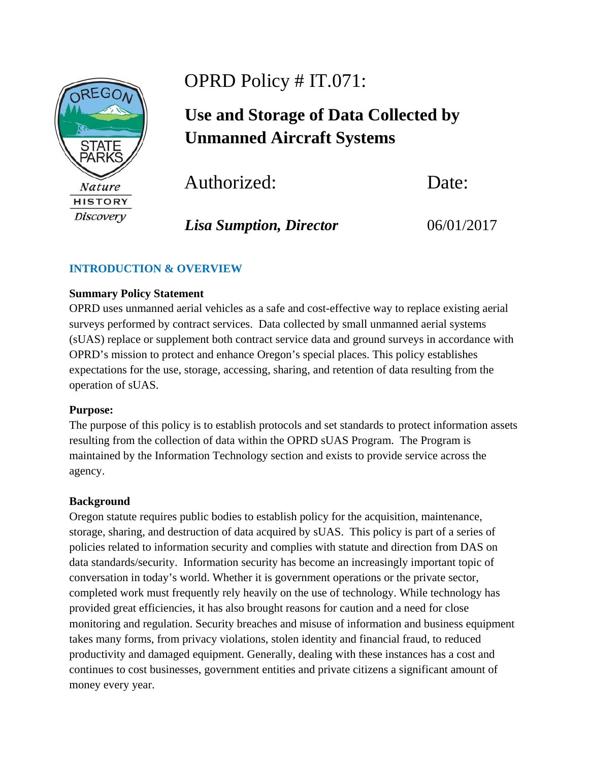# OPRD Policy # IT.071:

## Use and Storage of Data Collected by Unmanned Aircraft Systems

| Authorized: | Date: |
|---|---|
| ***Lisa Sumption, Director*** | 06/01/2017 |

## INTRODUCTION & OVERVIEW

**Summary Policy Statement**

OPRD uses unmanned aerial vehicles as a safe and cost-effective way to replace existing aerial surveys performed by contract services. Data collected by small unmanned aerial systems (sUAS) replace or supplement both contract service data and ground surveys in accordance with OPRD's mission to protect and enhance Oregon's special places. This policy establishes expectations for the use, storage, accessing, sharing, and retention of data resulting from the operation of sUAS.

**Purpose:**

The purpose of this policy is to establish protocols and set standards to protect information assets resulting from the collection of data within the OPRD sUAS Program. The Program is maintained by the Information Technology section and exists to provide service across the agency.

**Background**

Oregon statute requires public bodies to establish policy for the acquisition, maintenance, storage, sharing, and destruction of data acquired by sUAS. This policy is part of a series of policies related to information security and complies with statute and direction from DAS on data standards/security. Information security has become an increasingly important topic of conversation in today's world. Whether it is government operations or the private sector, completed work must frequently rely heavily on the use of technology. While technology has provided great efficiencies, it has also brought reasons for caution and a need for close monitoring and regulation. Security breaches and misuse of information and business equipment takes many forms, from privacy violations, stolen identity and financial fraud, to reduced productivity and damaged equipment. Generally, dealing with these instances has a cost and continues to cost businesses, government entities and private citizens a significant amount of money every year.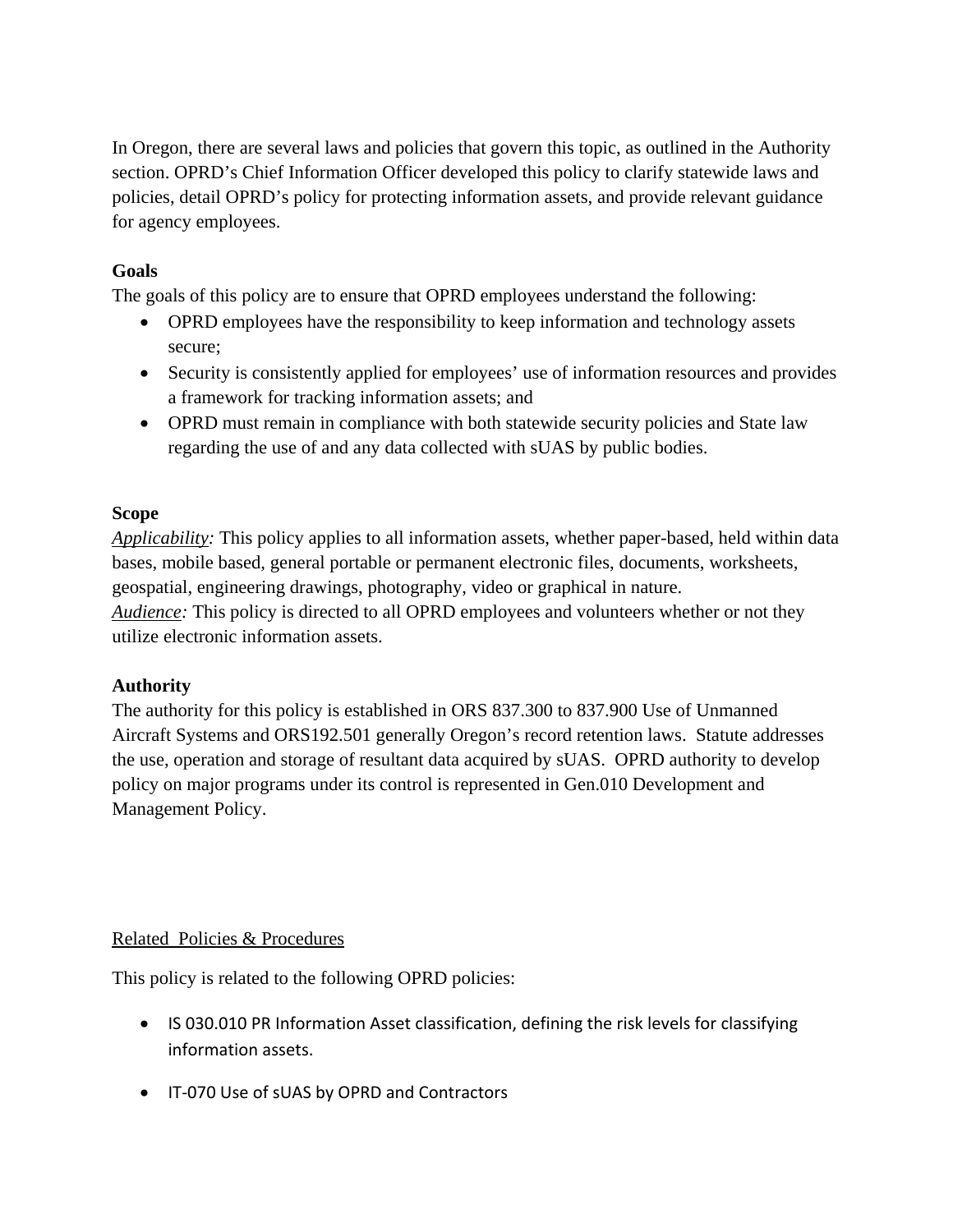In Oregon, there are several laws and policies that govern this topic, as outlined in the Authority section. OPRD's Chief Information Officer developed this policy to clarify statewide laws and policies, detail OPRD's policy for protecting information assets, and provide relevant guidance for agency employees.

**Goals**

The goals of this policy are to ensure that OPRD employees understand the following:

- OPRD employees have the responsibility to keep information and technology assets secure;
- Security is consistently applied for employees' use of information resources and provides a framework for tracking information assets; and
- OPRD must remain in compliance with both statewide security policies and State law regarding the use of and any data collected with sUAS by public bodies.

**Scope**

*Applicability:* This policy applies to all information assets, whether paper-based, held within data bases, mobile based, general portable or permanent electronic files, documents, worksheets, geospatial, engineering drawings, photography, video or graphical in nature.

*Audience:* This policy is directed to all OPRD employees and volunteers whether or not they utilize electronic information assets.

**Authority**

The authority for this policy is established in ORS 837.300 to 837.900 Use of Unmanned Aircraft Systems and ORS192.501 generally Oregon's record retention laws. Statute addresses the use, operation and storage of resultant data acquired by sUAS. OPRD authority to develop policy on major programs under its control is represented in Gen.010 Development and Management Policy.

Related Policies & Procedures

This policy is related to the following OPRD policies:

- IS 030.010 PR Information Asset classification, defining the risk levels for classifying information assets.
- IT-070 Use of sUAS by OPRD and Contractors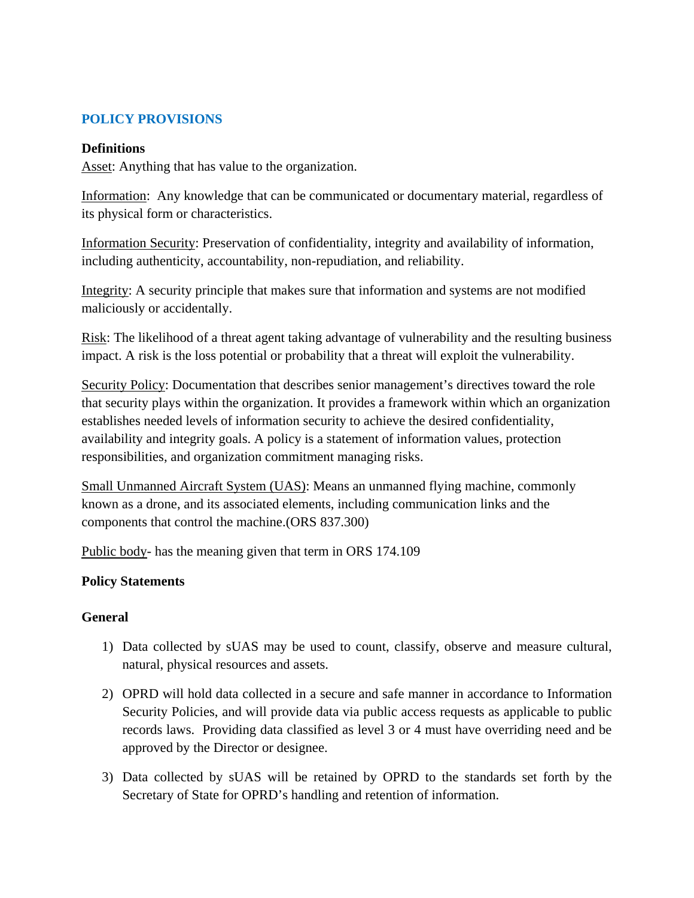## POLICY PROVISIONS

**Definitions**

Asset: Anything that has value to the organization.

Information: Any knowledge that can be communicated or documentary material, regardless of its physical form or characteristics.

Information Security: Preservation of confidentiality, integrity and availability of information, including authenticity, accountability, non-repudiation, and reliability.

Integrity: A security principle that makes sure that information and systems are not modified maliciously or accidentally.

Risk: The likelihood of a threat agent taking advantage of vulnerability and the resulting business impact. A risk is the loss potential or probability that a threat will exploit the vulnerability.

Security Policy: Documentation that describes senior management's directives toward the role that security plays within the organization. It provides a framework within which an organization establishes needed levels of information security to achieve the desired confidentiality, availability and integrity goals. A policy is a statement of information values, protection responsibilities, and organization commitment managing risks.

Small Unmanned Aircraft System (UAS): Means an unmanned flying machine, commonly known as a drone, and its associated elements, including communication links and the components that control the machine.(ORS 837.300)

Public body- has the meaning given that term in ORS 174.109

**Policy Statements**

**General**

1) Data collected by sUAS may be used to count, classify, observe and measure cultural, natural, physical resources and assets.

2) OPRD will hold data collected in a secure and safe manner in accordance to Information Security Policies, and will provide data via public access requests as applicable to public records laws. Providing data classified as level 3 or 4 must have overriding need and be approved by the Director or designee.

3) Data collected by sUAS will be retained by OPRD to the standards set forth by the Secretary of State for OPRD's handling and retention of information.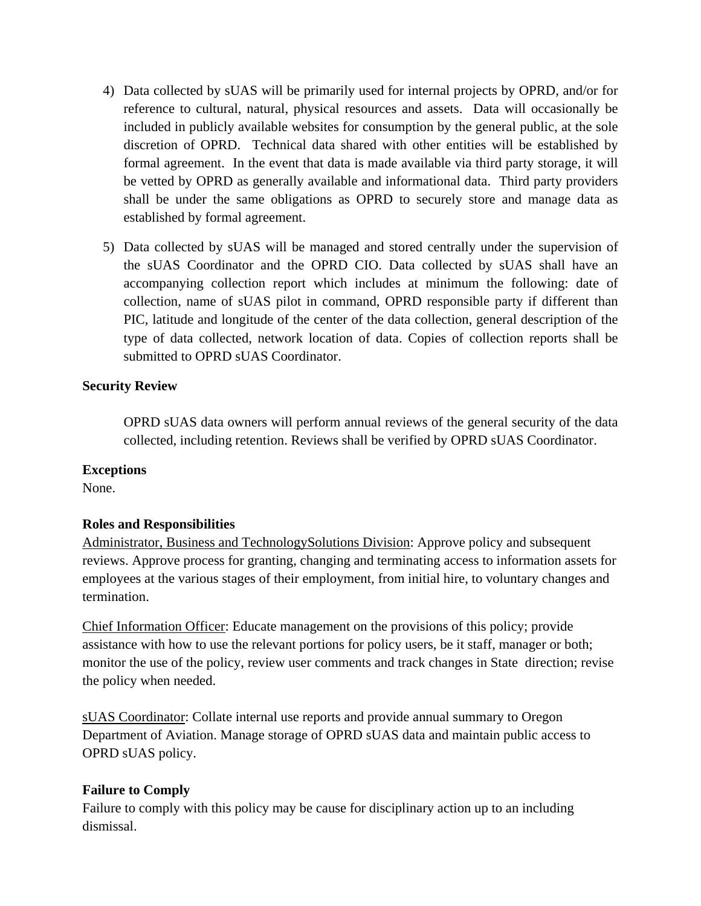4) Data collected by sUAS will be primarily used for internal projects by OPRD, and/or for reference to cultural, natural, physical resources and assets. Data will occasionally be included in publicly available websites for consumption by the general public, at the sole discretion of OPRD. Technical data shared with other entities will be established by formal agreement. In the event that data is made available via third party storage, it will be vetted by OPRD as generally available and informational data. Third party providers shall be under the same obligations as OPRD to securely store and manage data as established by formal agreement.

5) Data collected by sUAS will be managed and stored centrally under the supervision of the sUAS Coordinator and the OPRD CIO. Data collected by sUAS shall have an accompanying collection report which includes at minimum the following: date of collection, name of sUAS pilot in command, OPRD responsible party if different than PIC, latitude and longitude of the center of the data collection, general description of the type of data collected, network location of data. Copies of collection reports shall be submitted to OPRD sUAS Coordinator.

**Security Review**

OPRD sUAS data owners will perform annual reviews of the general security of the data collected, including retention. Reviews shall be verified by OPRD sUAS Coordinator.

**Exceptions**

None.

**Roles and Responsibilities**

Administrator, Business and TechnologySolutions Division: Approve policy and subsequent reviews. Approve process for granting, changing and terminating access to information assets for employees at the various stages of their employment, from initial hire, to voluntary changes and termination.

Chief Information Officer: Educate management on the provisions of this policy; provide assistance with how to use the relevant portions for policy users, be it staff, manager or both; monitor the use of the policy, review user comments and track changes in State direction; revise the policy when needed.

sUAS Coordinator: Collate internal use reports and provide annual summary to Oregon Department of Aviation. Manage storage of OPRD sUAS data and maintain public access to OPRD sUAS policy.

**Failure to Comply**

Failure to comply with this policy may be cause for disciplinary action up to an including dismissal.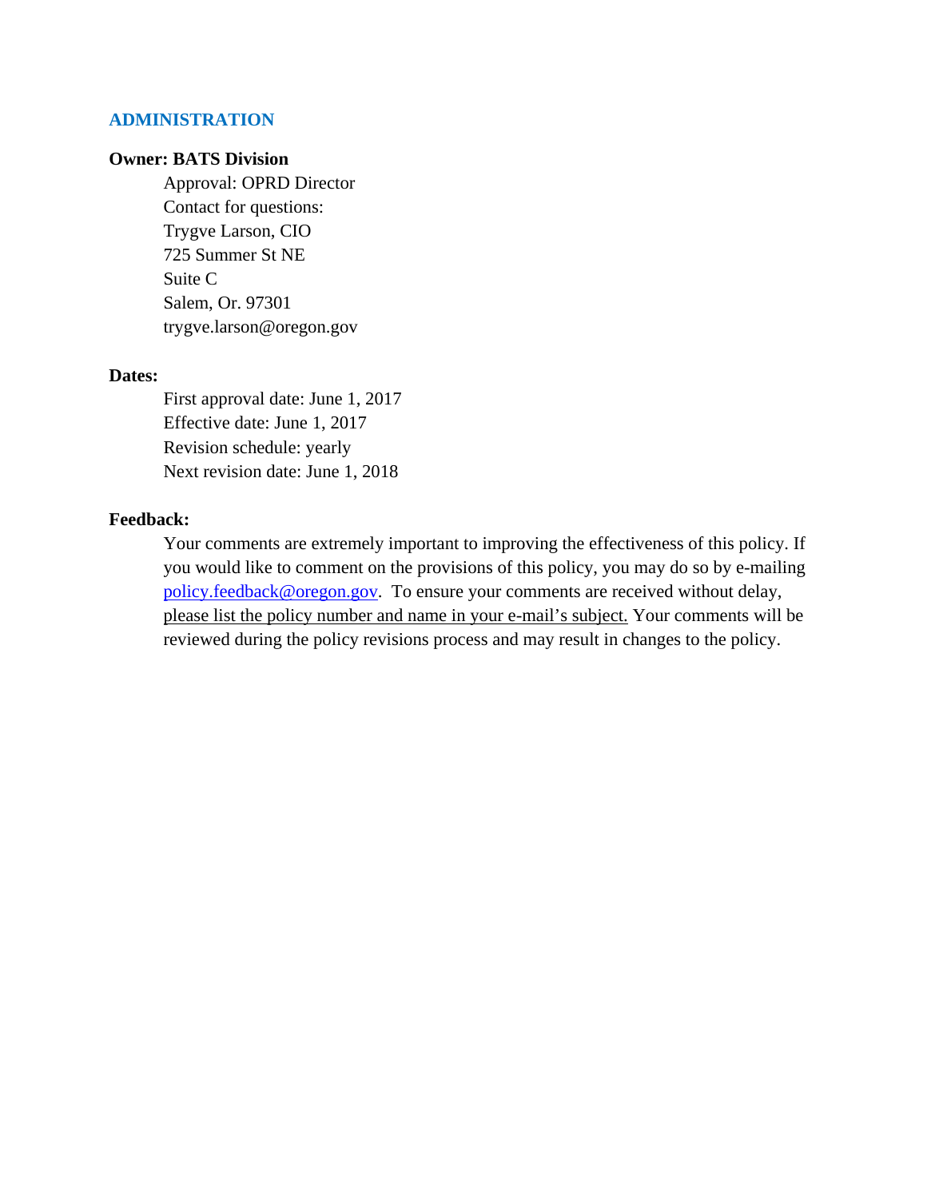## ADMINISTRATION

**Owner: BATS Division**

Approval: OPRD Director
Contact for questions:
Trygve Larson, CIO
725 Summer St NE
Suite C
Salem, Or. 97301
trygve.larson@oregon.gov

**Dates:**

First approval date: June 1, 2017
Effective date: June 1, 2017
Revision schedule: yearly
Next revision date: June 1, 2018

**Feedback:**

Your comments are extremely important to improving the effectiveness of this policy. If you would like to comment on the provisions of this policy, you may do so by e-mailing [policy.feedback@oregon.gov](mailto:policy.feedback@oregon.gov). To ensure your comments are received without delay, please list the policy number and name in your e-mail's subject. Your comments will be reviewed during the policy revisions process and may result in changes to the policy.